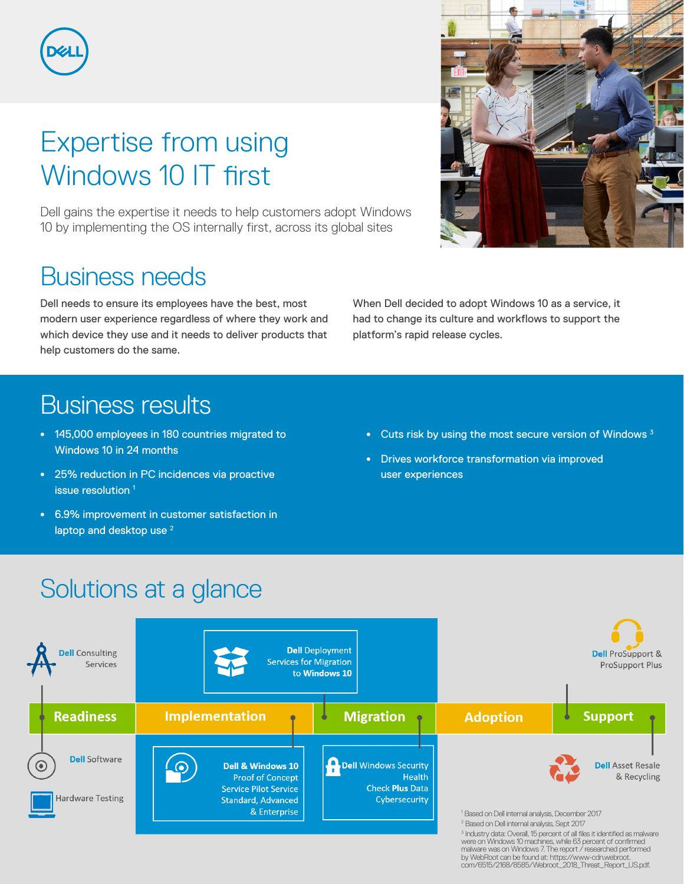# Expertise from using Windows 10 IT first

Dell gains the expertise it needs to help customers adopt Windows 10 by implementing the OS internally first, across its global sites

## Business needs

Dell needs to ensure its employees have the best, most modern user experience regardless of where they work and which device they use and it needs to deliver products that help customers do the same.

When Dell decided to adopt Windows 10 as a service, it had to change its culture and workflows to support the platform's rapid release cycles.

## Business results

- 145,000 employees in 180 countries migrated to Windows 10 in 24 months
- 25% reduction in PC incidences via proactive issue resolution [1]
- 6.9% improvement in customer satisfaction in laptop and desktop use [2]
- Cuts risk by using the most secure version of Windows [3]
- Drives workforce transformation via improved user experiences

## Solutions at a glance

**Readiness** → **Implementation** → **Migration** → **Adoption** → **Support**

- **Dell** Consulting Services
- **Dell** Software
- Hardware Testing
- **Dell Deployment** Services for Migration to **Windows 10**
- **Dell & Windows 10** Proof of Concept Service Pilot Service Standard, Advanced & Enterprise
- **Dell** Windows Security Health Check **Plus** Data Cybersecurity
- **Dell** ProSupport & ProSupport Plus
- **Dell** Asset Resale & Recycling

[1] Based on Dell internal analysis, December 2017
[2] Based on Dell internal analysis, Sept 2017
[3] Industry data: Overall, 15 percent of all files it identified as malware were on Windows 10 machines, while 63 percent of confirmed malware was on Windows 7. The report / researched performed by WebRoot can be found at: https://www-cdn.webroot.com/6515/2168/8585/Webroot_2018_Threat_Report_US.pdf.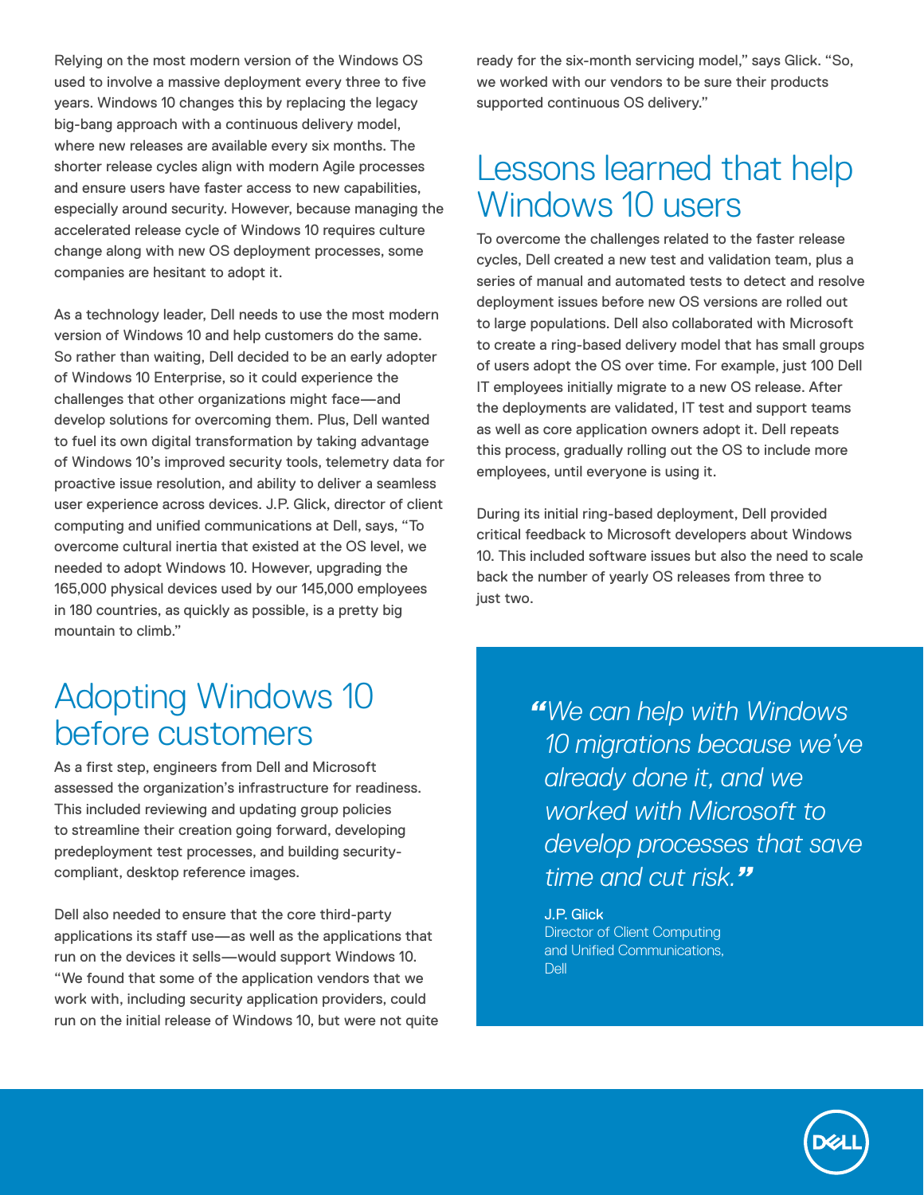Relying on the most modern version of the Windows OS used to involve a massive deployment every three to five years. Windows 10 changes this by replacing the legacy big-bang approach with a continuous delivery model, where new releases are available every six months. The shorter release cycles align with modern Agile processes and ensure users have faster access to new capabilities, especially around security. However, because managing the accelerated release cycle of Windows 10 requires culture change along with new OS deployment processes, some companies are hesitant to adopt it.

As a technology leader, Dell needs to use the most modern version of Windows 10 and help customers do the same. So rather than waiting, Dell decided to be an early adopter of Windows 10 Enterprise, so it could experience the challenges that other organizations might face—and develop solutions for overcoming them. Plus, Dell wanted to fuel its own digital transformation by taking advantage of Windows 10's improved security tools, telemetry data for proactive issue resolution, and ability to deliver a seamless user experience across devices. J.P. Glick, director of client computing and unified communications at Dell, says, "To overcome cultural inertia that existed at the OS level, we needed to adopt Windows 10. However, upgrading the 165,000 physical devices used by our 145,000 employees in 180 countries, as quickly as possible, is a pretty big mountain to climb."

## Adopting Windows 10 before customers

As a first step, engineers from Dell and Microsoft assessed the organization's infrastructure for readiness. This included reviewing and updating group policies to streamline their creation going forward, developing predeployment test processes, and building security-compliant, desktop reference images.

Dell also needed to ensure that the core third-party applications its staff use—as well as the applications that run on the devices it sells—would support Windows 10. "We found that some of the application vendors that we work with, including security application providers, could run on the initial release of Windows 10, but were not quite ready for the six-month servicing model," says Glick. "So, we worked with our vendors to be sure their products supported continuous OS delivery."

## Lessons learned that help Windows 10 users

To overcome the challenges related to the faster release cycles, Dell created a new test and validation team, plus a series of manual and automated tests to detect and resolve deployment issues before new OS versions are rolled out to large populations. Dell also collaborated with Microsoft to create a ring-based delivery model that has small groups of users adopt the OS over time. For example, just 100 Dell IT employees initially migrate to a new OS release. After the deployments are validated, IT test and support teams as well as core application owners adopt it. Dell repeats this process, gradually rolling out the OS to include more employees, until everyone is using it.

During its initial ring-based deployment, Dell provided critical feedback to Microsoft developers about Windows 10. This included software issues but also the need to scale back the number of yearly OS releases from three to just two.

> *"We can help with Windows 10 migrations because we've already done it, and we worked with Microsoft to develop processes that save time and cut risk."*
>
> J.P. Glick
> Director of Client Computing and Unified Communications, Dell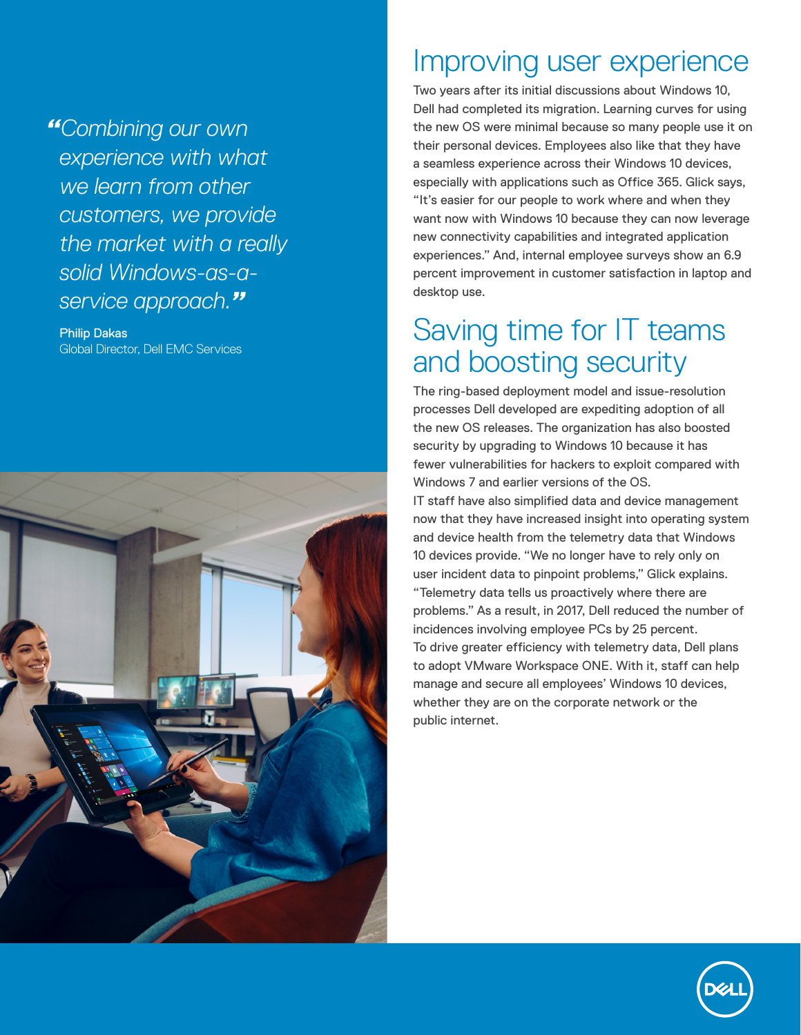> *"Combining our own experience with what we learn from other customers, we provide the market with a really solid Windows-as-a-service approach."*
>
> **Philip Dakas**
> Global Director, Dell EMC Services

## Improving user experience

Two years after its initial discussions about Windows 10, Dell had completed its migration. Learning curves for using the new OS were minimal because so many people use it on their personal devices. Employees also like that they have a seamless experience across their Windows 10 devices, especially with applications such as Office 365. Glick says, "It's easier for our people to work where and when they want now with Windows 10 because they can now leverage new connectivity capabilities and integrated application experiences." And, internal employee surveys show an 6.9 percent improvement in customer satisfaction in laptop and desktop use.

## Saving time for IT teams and boosting security

The ring-based deployment model and issue-resolution processes Dell developed are expediting adoption of all the new OS releases. The organization has also boosted security by upgrading to Windows 10 because it has fewer vulnerabilities for hackers to exploit compared with Windows 7 and earlier versions of the OS.

IT staff have also simplified data and device management now that they have increased insight into operating system and device health from the telemetry data that Windows 10 devices provide. "We no longer have to rely only on user incident data to pinpoint problems," Glick explains. "Telemetry data tells us proactively where there are problems." As a result, in 2017, Dell reduced the number of incidences involving employee PCs by 25 percent.

To drive greater efficiency with telemetry data, Dell plans to adopt VMware Workspace ONE. With it, staff can help manage and secure all employees' Windows 10 devices, whether they are on the corporate network or the public internet.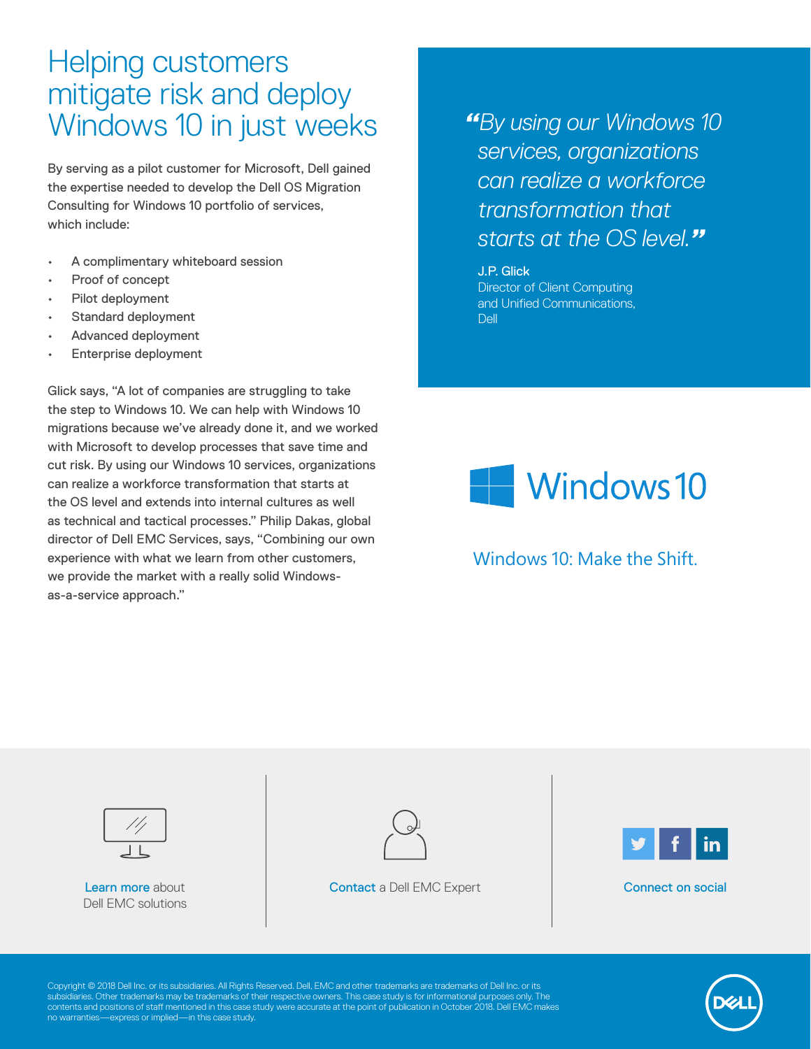# Helping customers mitigate risk and deploy Windows 10 in just weeks

By serving as a pilot customer for Microsoft, Dell gained the expertise needed to develop the Dell OS Migration Consulting for Windows 10 portfolio of services, which include:

- A complimentary whiteboard session
- Proof of concept
- Pilot deployment
- Standard deployment
- Advanced deployment
- Enterprise deployment

Glick says, "A lot of companies are struggling to take the step to Windows 10. We can help with Windows 10 migrations because we've already done it, and we worked with Microsoft to develop processes that save time and cut risk. By using our Windows 10 services, organizations can realize a workforce transformation that starts at the OS level and extends into internal cultures as well as technical and tactical processes." Philip Dakas, global director of Dell EMC Services, says, "Combining our own experience with what we learn from other customers, we provide the market with a really solid Windows-as-a-service approach."

> *"By using our Windows 10 services, organizations can realize a workforce transformation that starts at the OS level."*
>
> J.P. Glick
> Director of Client Computing and Unified Communications, Dell

Windows 10

Windows 10: Make the Shift.

**Learn more** about Dell EMC solutions

**Contact** a Dell EMC Expert

**Connect on social**

Copyright © 2018 Dell Inc. or its subsidiaries. All Rights Reserved. Dell, EMC and other trademarks are trademarks of Dell Inc. or its subsidiaries. Other trademarks may be trademarks of their respective owners. This case study is for informational purposes only. The contents and positions of staff mentioned in this case study were accurate at the point of publication in October 2018. Dell EMC makes no warranties—express or implied—in this case study.